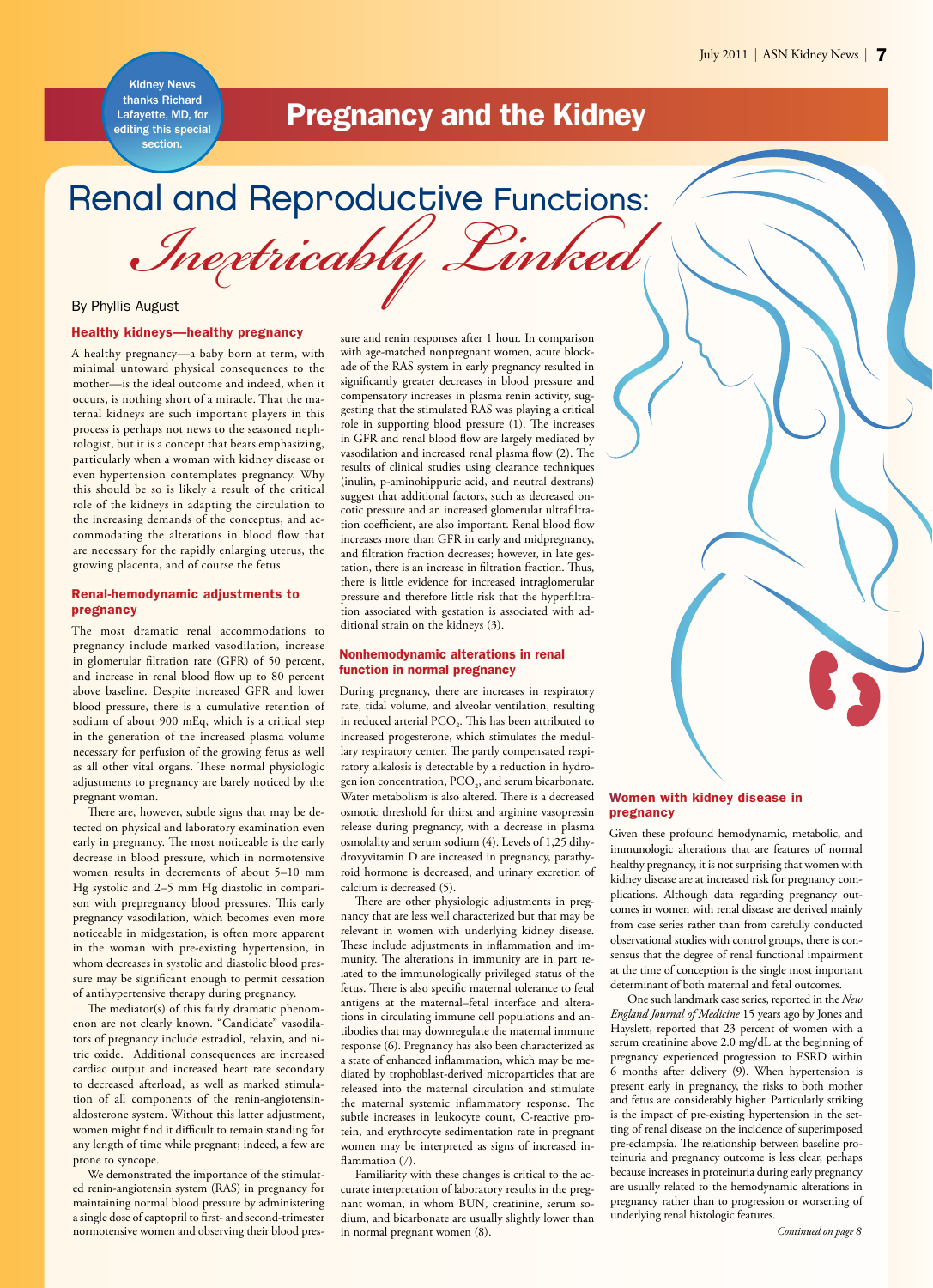Kidney News thanks Richard Lafayette, MD, for editing this special section.

# Pregnancy and the Kidney

# Renal and Reproductive Functions: *Inextricably Linked*

By Phyllis August

## Healthy kidneys—healthy pregnancy

A healthy pregnancy—a baby born at term, with minimal untoward physical consequences to the mother—is the ideal outcome and indeed, when it occurs, is nothing short of a miracle. That the maternal kidneys are such important players in this process is perhaps not news to the seasoned nephrologist, but it is a concept that bears emphasizing, particularly when a woman with kidney disease or even hypertension contemplates pregnancy. Why this should be so is likely a result of the critical role of the kidneys in adapting the circulation to the increasing demands of the conceptus, and accommodating the alterations in blood flow that are necessary for the rapidly enlarging uterus, the growing placenta, and of course the fetus.

## Renal-hemodynamic adjustments to pregnancy

The most dramatic renal accommodations to pregnancy include marked vasodilation, increase in glomerular filtration rate (GFR) of 50 percent, and increase in renal blood flow up to 80 percent above baseline. Despite increased GFR and lower blood pressure, there is a cumulative retention of sodium of about 900 mEq, which is a critical step in the generation of the increased plasma volume necessary for perfusion of the growing fetus as well as all other vital organs. These normal physiologic adjustments to pregnancy are barely noticed by the pregnant woman.

There are, however, subtle signs that may be detected on physical and laboratory examination even early in pregnancy. The most noticeable is the early decrease in blood pressure, which in normotensive women results in decrements of about 5–10 mm Hg systolic and 2–5 mm Hg diastolic in comparison with prepregnancy blood pressures. This early pregnancy vasodilation, which becomes even more noticeable in midgestation, is often more apparent in the woman with pre-existing hypertension, in whom decreases in systolic and diastolic blood pressure may be significant enough to permit cessation of antihypertensive therapy during pregnancy.

The mediator(s) of this fairly dramatic phenomenon are not clearly known. "Candidate" vasodilators of pregnancy include estradiol, relaxin, and nitric oxide. Additional consequences are increased cardiac output and increased heart rate secondary to decreased afterload, as well as marked stimulation of all components of the renin-angiotensin-aldosterone system. Without this latter adjustment, women might find it difficult to remain standing for any length of time while pregnant; indeed, a few are prone to syncope.

We demonstrated the importance of the stimulated renin-angiotensin system (RAS) in pregnancy for maintaining normal blood pressure by administering a single dose of captopril to first- and second-trimester normotensive women and observing their blood pressure and renin responses after 1 hour. In comparison with age-matched nonpregnant women, acute blockade of the RAS system in early pregnancy resulted in significantly greater decreases in blood pressure and compensatory increases in plasma renin activity, suggesting that the stimulated RAS was playing a critical role in supporting blood pressure (1). The increases in GFR and renal blood flow are largely mediated by vasodilation and increased renal plasma flow (2). The results of clinical studies using clearance techniques (inulin, p-aminohippuric acid, and neutral dextrans) suggest that additional factors, such as decreased oncotic pressure and an increased glomerular ultrafiltration coefficient, are also important. Renal blood flow increases more than GFR in early and midpregnancy, and filtration fraction decreases; however, in late gestation, there is an increase in filtration fraction. Thus, there is little evidence for increased intraglomerular pressure and therefore little risk that the hyperfiltration associated with gestation is associated with additional strain on the kidneys (3).

## Nonhemodynamic alterations in renal function in normal pregnancy

During pregnancy, there are increases in respiratory rate, tidal volume, and alveolar ventilation, resulting in reduced arterial $PCO_2$. This has been attributed to increased progesterone, which stimulates the medullary respiratory center. The partly compensated respiratory alkalosis is detectable by a reduction in hydrogen ion concentration, $PCO_2$, and serum bicarbonate. Water metabolism is also altered. There is a decreased osmotic threshold for thirst and arginine vasopressin release during pregnancy, with a decrease in plasma osmolality and serum sodium (4). Levels of 1,25 dihydroxyvitamin D are increased in pregnancy, parathyroid hormone is decreased, and urinary excretion of calcium is decreased (5).

There are other physiologic adjustments in pregnancy that are less well characterized but that may be relevant in women with underlying kidney disease. These include adjustments in inflammation and immunity. The alterations in immunity are in part related to the immunologically privileged status of the fetus. There is also specific maternal tolerance to fetal antigens at the maternal–fetal interface and alterations in circulating immune cell populations and antibodies that may downregulate the maternal immune response (6). Pregnancy has also been characterized as a state of enhanced inflammation, which may be mediated by trophoblast-derived microparticles that are released into the maternal circulation and stimulate the maternal systemic inflammatory response. The subtle increases in leukocyte count, C-reactive protein, and erythrocyte sedimentation rate in pregnant women may be interpreted as signs of increased inflammation (7).

Familiarity with these changes is critical to the accurate interpretation of laboratory results in the pregnant woman, in whom BUN, creatinine, serum sodium, and bicarbonate are usually slightly lower than in normal pregnant women (8).

## Women with kidney disease in pregnancy

Given these profound hemodynamic, metabolic, and immunologic alterations that are features of normal healthy pregnancy, it is not surprising that women with kidney disease are at increased risk for pregnancy complications. Although data regarding pregnancy outcomes in women with renal disease are derived mainly from case series rather than from carefully conducted observational studies with control groups, there is consensus that the degree of renal functional impairment at the time of conception is the single most important determinant of both maternal and fetal outcomes.

One such landmark case series, reported in the *New England Journal of Medicine* 15 years ago by Jones and Hayslett, reported that 23 percent of women with a serum creatinine above 2.0 mg/dL at the beginning of pregnancy experienced progression to ESRD within 6 months after delivery (9). When hypertension is present early in pregnancy, the risks to both mother and fetus are considerably higher. Particularly striking is the impact of pre-existing hypertension in the setting of renal disease on the incidence of superimposed pre-eclampsia. The relationship between baseline proteinuria and pregnancy outcome is less clear, perhaps because increases in proteinuria during early pregnancy are usually related to the hemodynamic alterations in pregnancy rather than to progression or worsening of underlying renal histologic features.

*Continued on page 8*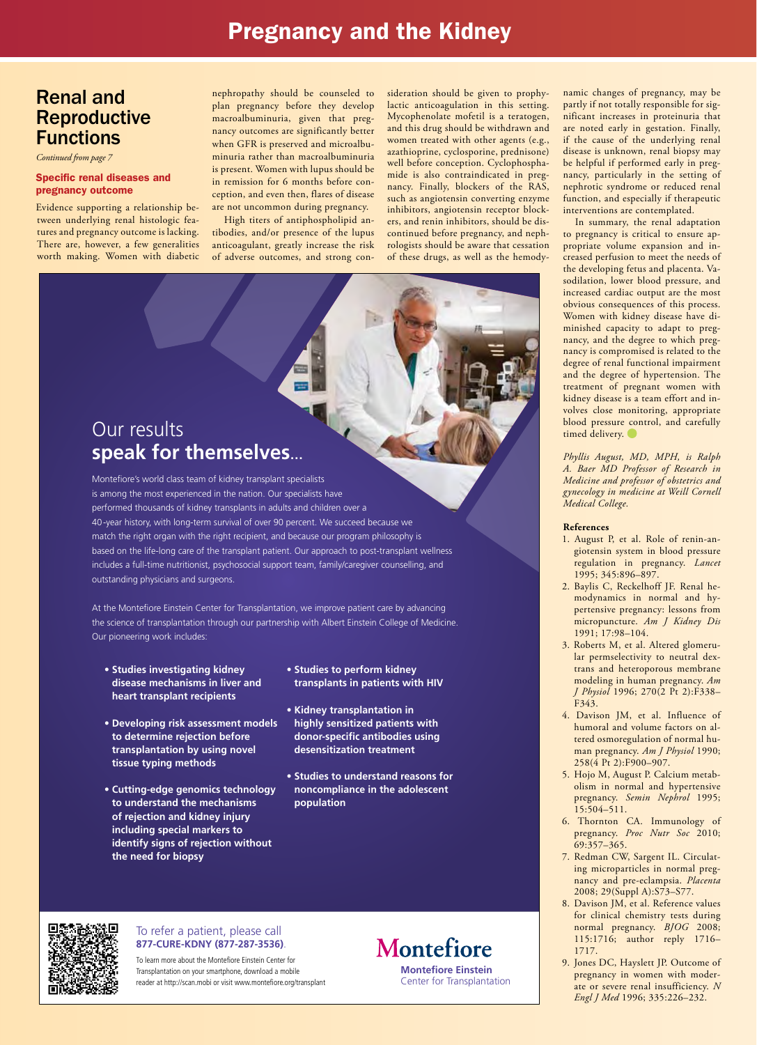# Renal and Reproductive Functions

*Continued from page 7*

### Specific renal diseases and pregnancy outcome

Evidence supporting a relationship between underlying renal histologic features and pregnancy outcome is lacking. There are, however, a few generalities worth making. Women with diabetic nephropathy should be counseled to plan pregnancy before they develop macroalbuminuria, given that pregnancy outcomes are significantly better when GFR is preserved and microalbuminuria rather than macroalbuminuria is present. Women with lupus should be in remission for 6 months before conception, and even then, flares of disease are not uncommon during pregnancy.

High titers of antiphospholipid antibodies, and/or presence of the lupus anticoagulant, greatly increase the risk of adverse outcomes, and strong consideration should be given to prophylactic anticoagulation in this setting. Mycophenolate mofetil is a teratogen, and this drug should be withdrawn and women treated with other agents (e.g., azathioprine, cyclosporine, prednisone) well before conception. Cyclophosphamide is also contraindicated in pregnancy. Finally, blockers of the RAS, such as angiotensin converting enzyme inhibitors, angiotensin receptor blockers, and renin inhibitors, should be discontinued before pregnancy, and nephrologists should be aware that cessation of these drugs, as well as the hemodynamic changes of pregnancy, may be partly if not totally responsible for significant increases in proteinuria that are noted early in gestation. Finally, if the cause of the underlying renal disease is unknown, renal biopsy may be helpful if performed early in pregnancy, particularly in the setting of nephrotic syndrome or reduced renal function, and especially if therapeutic interventions are contemplated.

In summary, the renal adaptation to pregnancy is critical to ensure appropriate volume expansion and increased perfusion to meet the needs of the developing fetus and placenta. Vasodilation, lower blood pressure, and increased cardiac output are the most obvious consequences of this process. Women with kidney disease have diminished capacity to adapt to pregnancy, and the degree to which pregnancy is compromised is related to the degree of renal functional impairment and the degree of hypertension. The treatment of pregnant women with kidney disease is a team effort and involves close monitoring, appropriate blood pressure control, and carefully timed delivery.

*Phyllis August, MD, MPH, is Ralph A. Baer MD Professor of Research in Medicine and professor of obstetrics and gynecology in medicine at Weill Cornell Medical College.*

**References**

1. August P, et al. Role of renin-angiotensin system in blood pressure regulation in pregnancy. *Lancet* 1995; 345:896–897.
2. Baylis C, Reckelhoff JF. Renal hemodynamics in normal and hypertensive pregnancy: lessons from micropuncture. *Am J Kidney Dis* 1991; 17:98–104.
3. Roberts M, et al. Altered glomerular permselectivity to neutral dextrans and heteroporous membrane modeling in human pregnancy. *Am J Physiol* 1996; 270(2 Pt 2):F338–F343.
4. Davison JM, et al. Influence of humoral and volume factors on altered osmoregulation of normal human pregnancy. *Am J Physiol* 1990; 258(4 Pt 2):F900–907.
5. Hojo M, August P. Calcium metabolism in normal and hypertensive pregnancy. *Semin Nephrol* 1995; 15:504–511.
6. Thornton CA. Immunology of pregnancy. *Proc Nutr Soc* 2010; 69:357–365.
7. Redman CW, Sargent IL. Circulating microparticles in normal pregnancy and pre-eclampsia. *Placenta* 2008; 29(Suppl A):S73–S77.
8. Davison JM, et al. Reference values for clinical chemistry tests during normal pregnancy. *BJOG* 2008; 115:1716; author reply 1716–1717.
9. Jones DC, Hayslett JP. Outcome of pregnancy in women with moderate or severe renal insufficiency. *N Engl J Med* 1996; 335:226–232.

---

## Our results **speak for themselves**...

Montefiore's world class team of kidney transplant specialists is among the most experienced in the nation. Our specialists have performed thousands of kidney transplants in adults and children over a 40-year history, with long-term survival of over 90 percent. We succeed because we match the right organ with the right recipient, and because our program philosophy is based on the life-long care of the transplant patient. Our approach to post-transplant wellness includes a full-time nutritionist, psychosocial support team, family/caregiver counselling, and outstanding physicians and surgeons.

At the Montefiore Einstein Center for Transplantation, we improve patient care by advancing the science of transplantation through our partnership with Albert Einstein College of Medicine. Our pioneering work includes:

- **Studies investigating kidney disease mechanisms in liver and heart transplant recipients**
- **Developing risk assessment models to determine rejection before transplantation by using novel tissue typing methods**
- **Cutting-edge genomics technology to understand the mechanisms of rejection and kidney injury including special markers to identify signs of rejection without the need for biopsy**
- **Studies to perform kidney transplants in patients with HIV**
- **Kidney transplantation in highly sensitized patients with donor-specific antibodies using desensitization treatment**
- **Studies to understand reasons for noncompliance in the adolescent population**

To refer a patient, please call **877-CURE-KDNY (877-287-3536)**.

To learn more about the Montefiore Einstein Center for Transplantation on your smartphone, download a mobile reader at http://scan.mobi or visit www.montefiore.org/transplant

**Montefiore**

**Montefiore Einstein** Center for Transplantation